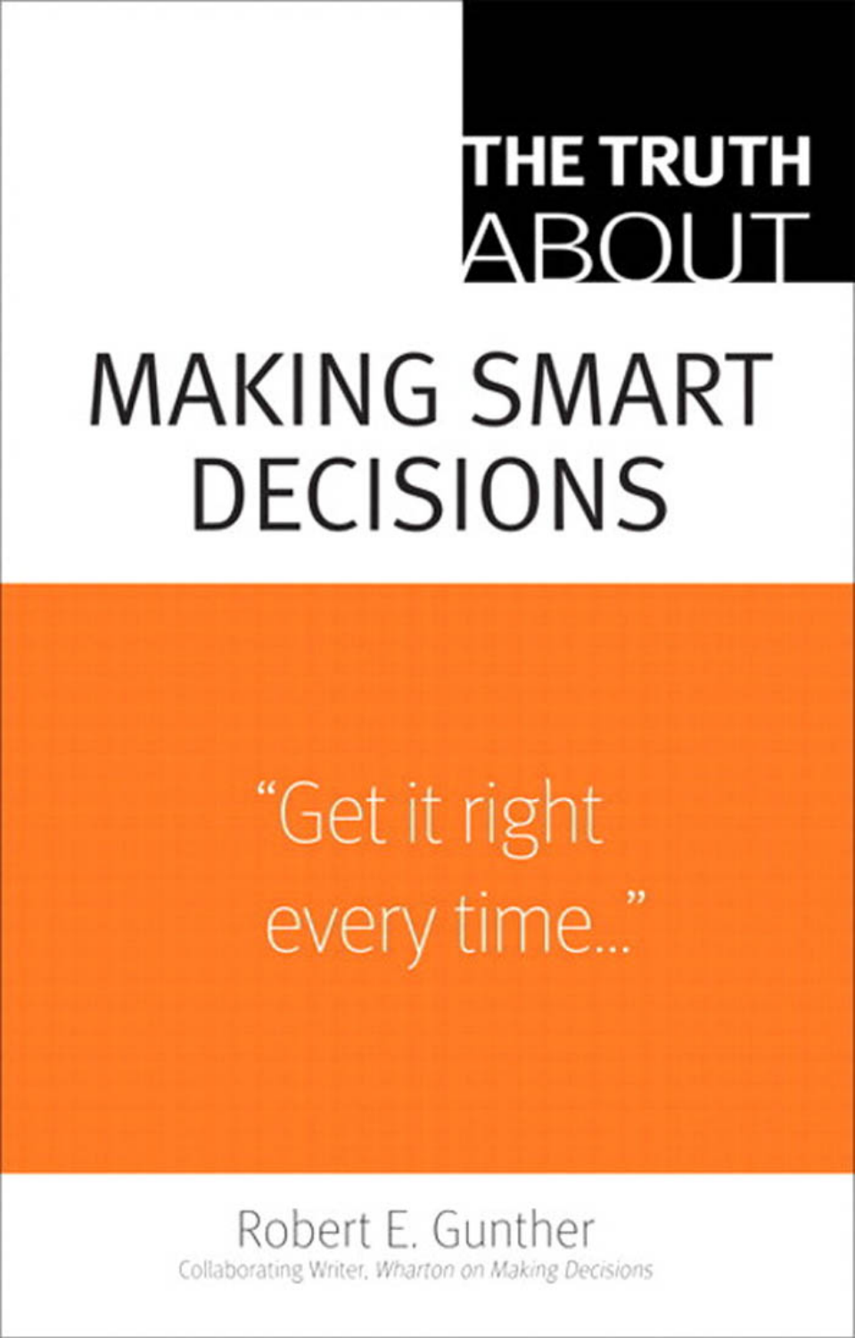# THE TRUTH ABOUT

# MAKING SMART DECISIONS

"Get it right every time..."

Robert E. Gunther

Collaborating Writer, *Wharton on Making Decisions*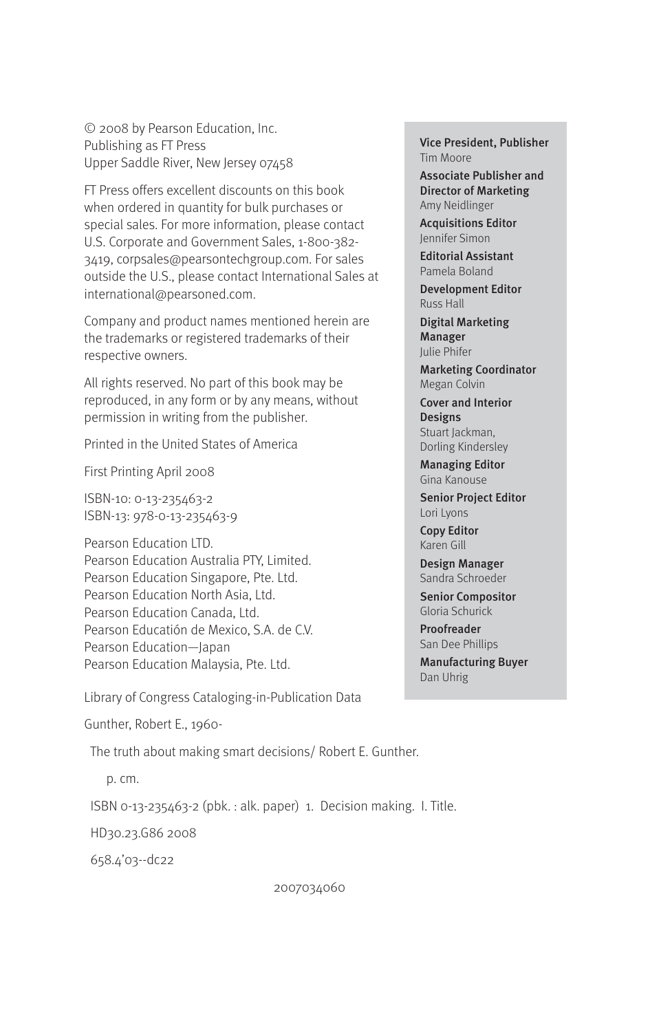© 2008 by Pearson Education, Inc.
Publishing as FT Press
Upper Saddle River, New Jersey 07458

FT Press offers excellent discounts on this book when ordered in quantity for bulk purchases or special sales. For more information, please contact U.S. Corporate and Government Sales, 1-800-382-3419, corpsales@pearsontechgroup.com. For sales outside the U.S., please contact International Sales at international@pearsoned.com.

Company and product names mentioned herein are the trademarks or registered trademarks of their respective owners.

All rights reserved. No part of this book may be reproduced, in any form or by any means, without permission in writing from the publisher.

Printed in the United States of America

First Printing April 2008

ISBN-10: 0-13-235463-2
ISBN-13: 978-0-13-235463-9

Pearson Education LTD.
Pearson Education Australia PTY, Limited.
Pearson Education Singapore, Pte. Ltd.
Pearson Education North Asia, Ltd.
Pearson Education Canada, Ltd.
Pearson Educatión de Mexico, S.A. de C.V.
Pearson Education—Japan
Pearson Education Malaysia, Pte. Ltd.

Library of Congress Cataloging-in-Publication Data

Gunther, Robert E., 1960-

The truth about making smart decisions/ Robert E. Gunther.

p. cm.

ISBN 0-13-235463-2 (pbk. : alk. paper) 1. Decision making. I. Title.

HD30.23.G86 2008

658.4'03--dc22

2007034060

**Vice President, Publisher**
Tim Moore

**Associate Publisher and Director of Marketing**
Amy Neidlinger

**Acquisitions Editor**
Jennifer Simon

**Editorial Assistant**
Pamela Boland

**Development Editor**
Russ Hall

**Digital Marketing Manager**
Julie Phifer

**Marketing Coordinator**
Megan Colvin

**Cover and Interior Designs**
Stuart Jackman,
Dorling Kindersley

**Managing Editor**
Gina Kanouse

**Senior Project Editor**
Lori Lyons

**Copy Editor**
Karen Gill

**Design Manager**
Sandra Schroeder

**Senior Compositor**
Gloria Schurick

**Proofreader**
San Dee Phillips

**Manufacturing Buyer**
Dan Uhrig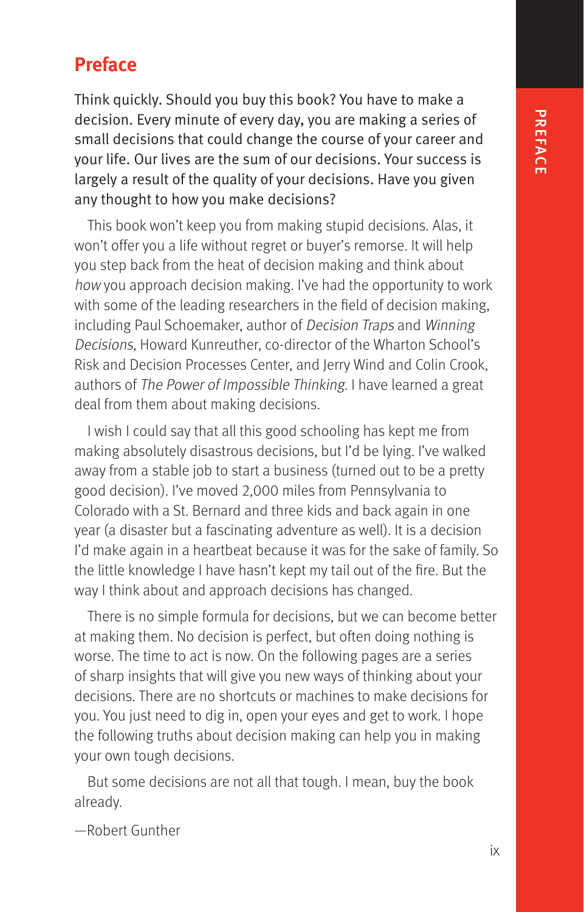# Preface

Think quickly. Should you buy this book? You have to make a decision. Every minute of every day, you are making a series of small decisions that could change the course of your career and your life. Our lives are the sum of our decisions. Your success is largely a result of the quality of your decisions. Have you given any thought to how you make decisions?

This book won't keep you from making stupid decisions. Alas, it won't offer you a life without regret or buyer's remorse. It will help you step back from the heat of decision making and think about *how* you approach decision making. I've had the opportunity to work with some of the leading researchers in the field of decision making, including Paul Schoemaker, author of *Decision Traps* and *Winning Decisions*, Howard Kunreuther, co-director of the Wharton School's Risk and Decision Processes Center, and Jerry Wind and Colin Crook, authors of *The Power of Impossible Thinking*. I have learned a great deal from them about making decisions.

I wish I could say that all this good schooling has kept me from making absolutely disastrous decisions, but I'd be lying. I've walked away from a stable job to start a business (turned out to be a pretty good decision). I've moved 2,000 miles from Pennsylvania to Colorado with a St. Bernard and three kids and back again in one year (a disaster but a fascinating adventure as well). It is a decision I'd make again in a heartbeat because it was for the sake of family. So the little knowledge I have hasn't kept my tail out of the fire. But the way I think about and approach decisions has changed.

There is no simple formula for decisions, but we can become better at making them. No decision is perfect, but often doing nothing is worse. The time to act is now. On the following pages are a series of sharp insights that will give you new ways of thinking about your decisions. There are no shortcuts or machines to make decisions for you. You just need to dig in, open your eyes and get to work. I hope the following truths about decision making can help you in making your own tough decisions.

But some decisions are not all that tough. I mean, buy the book already.

—Robert Gunther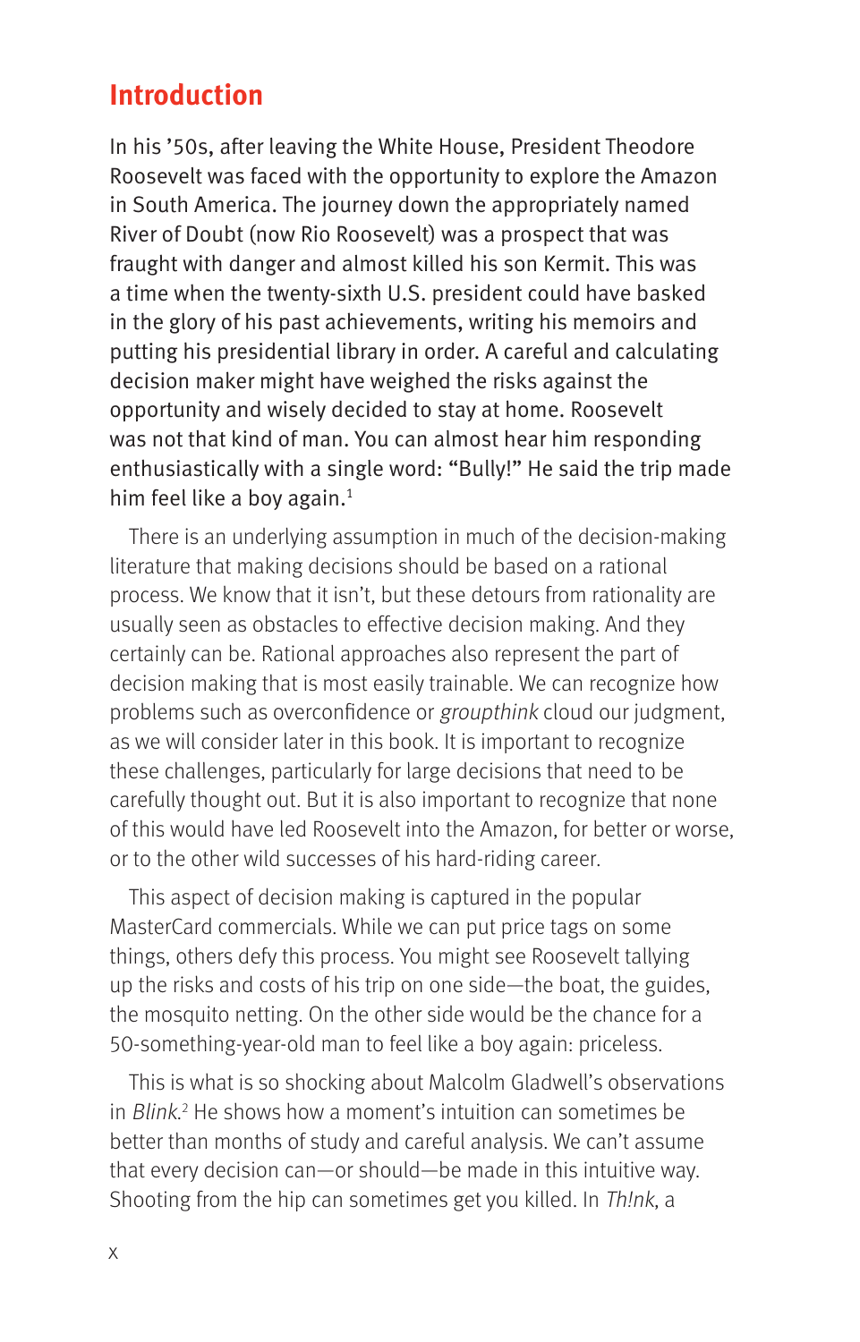## Introduction

In his '50s, after leaving the White House, President Theodore Roosevelt was faced with the opportunity to explore the Amazon in South America. The journey down the appropriately named River of Doubt (now Rio Roosevelt) was a prospect that was fraught with danger and almost killed his son Kermit. This was a time when the twenty-sixth U.S. president could have basked in the glory of his past achievements, writing his memoirs and putting his presidential library in order. A careful and calculating decision maker might have weighed the risks against the opportunity and wisely decided to stay at home. Roosevelt was not that kind of man. You can almost hear him responding enthusiastically with a single word: "Bully!" He said the trip made him feel like a boy again.[1]

There is an underlying assumption in much of the decision-making literature that making decisions should be based on a rational process. We know that it isn't, but these detours from rationality are usually seen as obstacles to effective decision making. And they certainly can be. Rational approaches also represent the part of decision making that is most easily trainable. We can recognize how problems such as overconfidence or *groupthink* cloud our judgment, as we will consider later in this book. It is important to recognize these challenges, particularly for large decisions that need to be carefully thought out. But it is also important to recognize that none of this would have led Roosevelt into the Amazon, for better or worse, or to the other wild successes of his hard-riding career.

This aspect of decision making is captured in the popular MasterCard commercials. While we can put price tags on some things, others defy this process. You might see Roosevelt tallying up the risks and costs of his trip on one side—the boat, the guides, the mosquito netting. On the other side would be the chance for a 50-something-year-old man to feel like a boy again: priceless.

This is what is so shocking about Malcolm Gladwell's observations in *Blink*.[2] He shows how a moment's intuition can sometimes be better than months of study and careful analysis. We can't assume that every decision can—or should—be made in this intuitive way. Shooting from the hip can sometimes get you killed. In *Th!nk*, a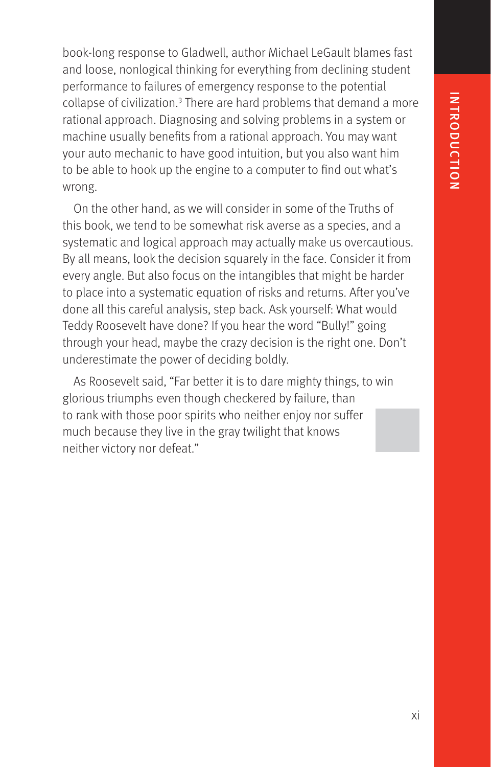book-long response to Gladwell, author Michael LeGault blames fast and loose, nonlogical thinking for everything from declining student performance to failures of emergency response to the potential collapse of civilization.[3] There are hard problems that demand a more rational approach. Diagnosing and solving problems in a system or machine usually benefits from a rational approach. You may want your auto mechanic to have good intuition, but you also want him to be able to hook up the engine to a computer to find out what's wrong.

On the other hand, as we will consider in some of the Truths of this book, we tend to be somewhat risk averse as a species, and a systematic and logical approach may actually make us overcautious. By all means, look the decision squarely in the face. Consider it from every angle. But also focus on the intangibles that might be harder to place into a systematic equation of risks and returns. After you've done all this careful analysis, step back. Ask yourself: What would Teddy Roosevelt have done? If you hear the word "Bully!" going through your head, maybe the crazy decision is the right one. Don't underestimate the power of deciding boldly.

As Roosevelt said, "Far better it is to dare mighty things, to win glorious triumphs even though checkered by failure, than to rank with those poor spirits who neither enjoy nor suffer much because they live in the gray twilight that knows neither victory nor defeat."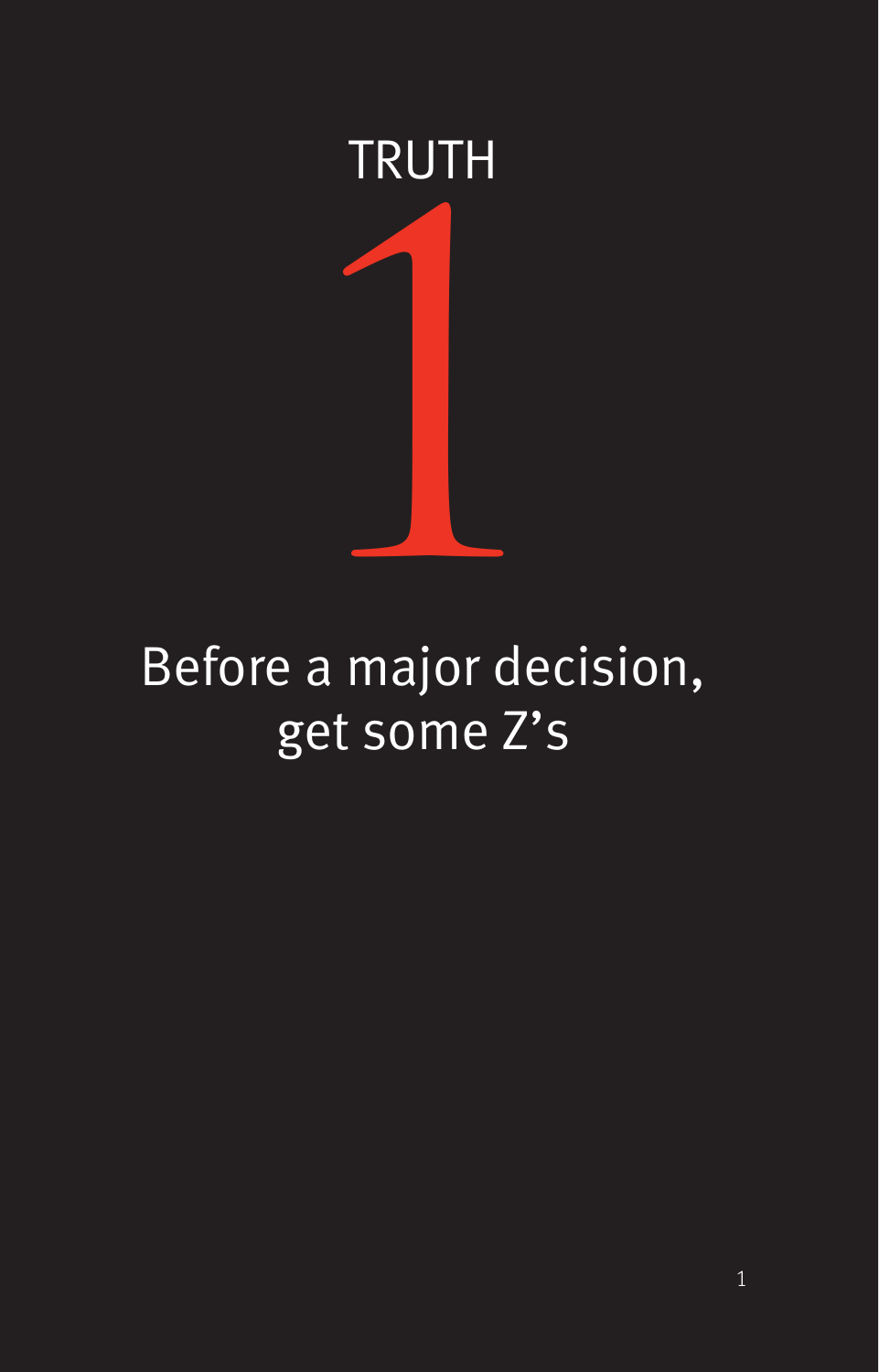# TRUTH 1

## Before a major decision, get some Z's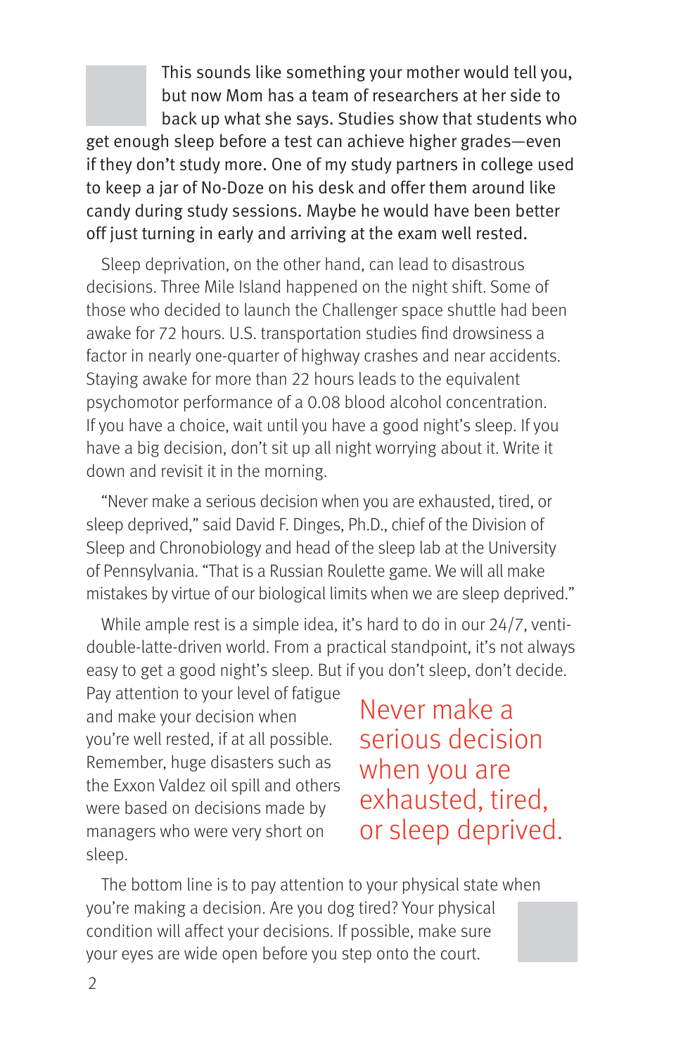This sounds like something your mother would tell you, but now Mom has a team of researchers at her side to back up what she says. Studies show that students who get enough sleep before a test can achieve higher grades—even if they don't study more. One of my study partners in college used to keep a jar of No-Doze on his desk and offer them around like candy during study sessions. Maybe he would have been better off just turning in early and arriving at the exam well rested.

Sleep deprivation, on the other hand, can lead to disastrous decisions. Three Mile Island happened on the night shift. Some of those who decided to launch the Challenger space shuttle had been awake for 72 hours. U.S. transportation studies find drowsiness a factor in nearly one-quarter of highway crashes and near accidents. Staying awake for more than 22 hours leads to the equivalent psychomotor performance of a 0.08 blood alcohol concentration. If you have a choice, wait until you have a good night's sleep. If you have a big decision, don't sit up all night worrying about it. Write it down and revisit it in the morning.

"Never make a serious decision when you are exhausted, tired, or sleep deprived," said David F. Dinges, Ph.D., chief of the Division of Sleep and Chronobiology and head of the sleep lab at the University of Pennsylvania. "That is a Russian Roulette game. We will all make mistakes by virtue of our biological limits when we are sleep deprived."

While ample rest is a simple idea, it's hard to do in our 24/7, venti-double-latte-driven world. From a practical standpoint, it's not always easy to get a good night's sleep. But if you don't sleep, don't decide. Pay attention to your level of fatigue and make your decision when you're well rested, if at all possible. Remember, huge disasters such as the Exxon Valdez oil spill and others were based on decisions made by managers who were very short on sleep.

> Never make a serious decision when you are exhausted, tired, or sleep deprived.

The bottom line is to pay attention to your physical state when you're making a decision. Are you dog tired? Your physical condition will affect your decisions. If possible, make sure your eyes are wide open before you step onto the court.